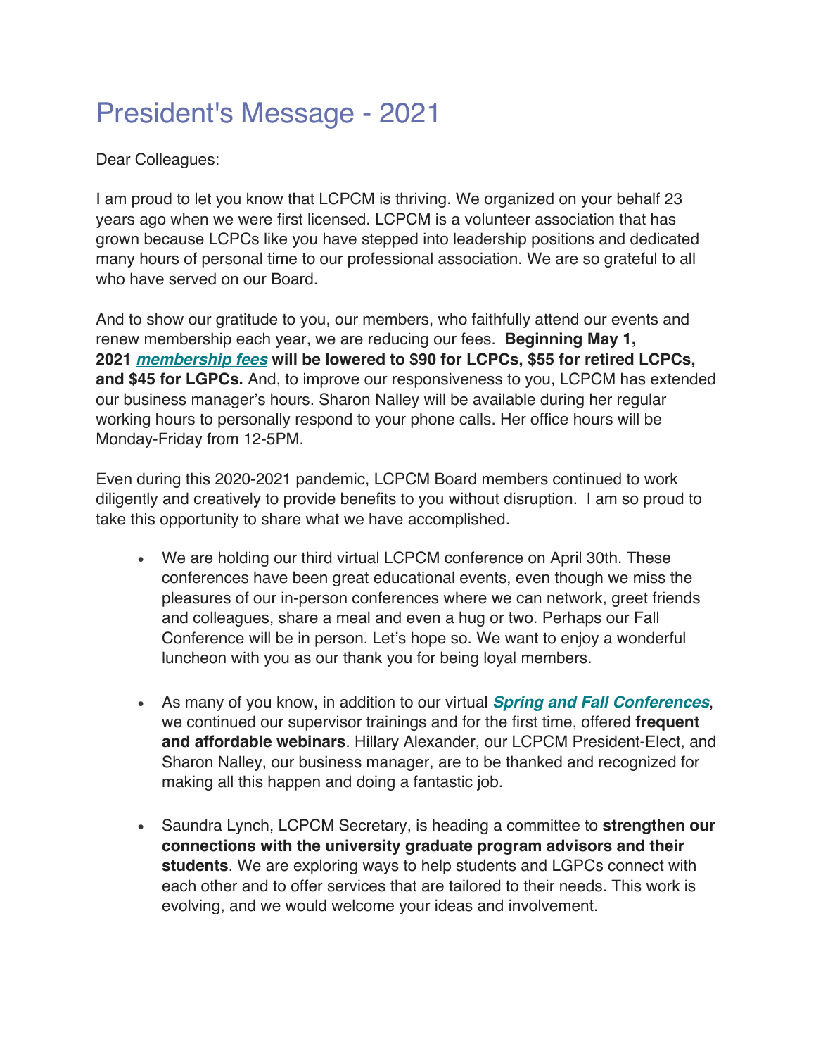# President's Message - 2021

Dear Colleagues:

I am proud to let you know that LCPCM is thriving. We organized on your behalf 23 years ago when we were first licensed. LCPCM is a volunteer association that has grown because LCPCs like you have stepped into leadership positions and dedicated many hours of personal time to our professional association. We are so grateful to all who have served on our Board.

And to show our gratitude to you, our members, who faithfully attend our events and renew membership each year, we are reducing our fees. **Beginning May 1, 2021 *membership fees* will be lowered to $90 for LCPCs, $55 for retired LCPCs, and $45 for LGPCs.** And, to improve our responsiveness to you, LCPCM has extended our business manager's hours. Sharon Nalley will be available during her regular working hours to personally respond to your phone calls. Her office hours will be Monday-Friday from 12-5PM.

Even during this 2020-2021 pandemic, LCPCM Board members continued to work diligently and creatively to provide benefits to you without disruption. I am so proud to take this opportunity to share what we have accomplished.

- We are holding our third virtual LCPCM conference on April 30th. These conferences have been great educational events, even though we miss the pleasures of our in-person conferences where we can network, greet friends and colleagues, share a meal and even a hug or two. Perhaps our Fall Conference will be in person. Let's hope so. We want to enjoy a wonderful luncheon with you as our thank you for being loyal members.

- As many of you know, in addition to our virtual ***Spring and Fall Conferences***, we continued our supervisor trainings and for the first time, offered **frequent and affordable webinars**. Hillary Alexander, our LCPCM President-Elect, and Sharon Nalley, our business manager, are to be thanked and recognized for making all this happen and doing a fantastic job.

- Saundra Lynch, LCPCM Secretary, is heading a committee to **strengthen our connections with the university graduate program advisors and their students**. We are exploring ways to help students and LGPCs connect with each other and to offer services that are tailored to their needs. This work is evolving, and we would welcome your ideas and involvement.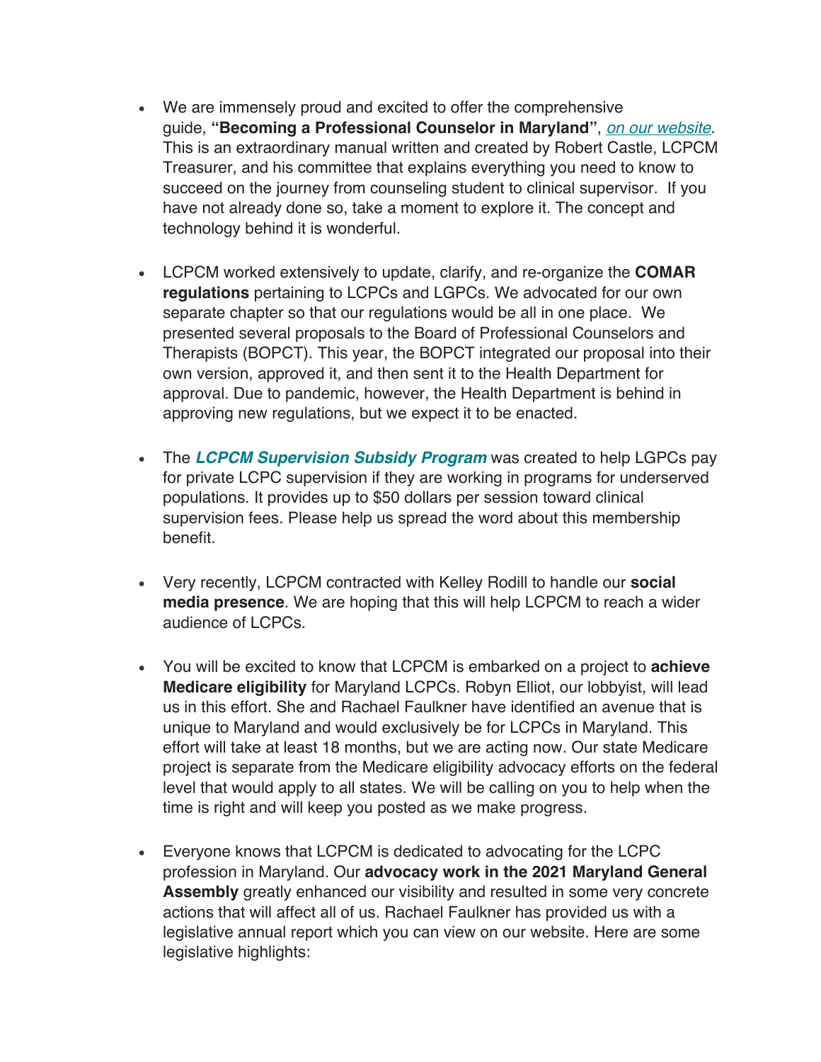- We are immensely proud and excited to offer the comprehensive guide, **"Becoming a Professional Counselor in Maryland"**, *on our website*. This is an extraordinary manual written and created by Robert Castle, LCPCM Treasurer, and his committee that explains everything you need to know to succeed on the journey from counseling student to clinical supervisor. If you have not already done so, take a moment to explore it. The concept and technology behind it is wonderful.

- LCPCM worked extensively to update, clarify, and re-organize the **COMAR regulations** pertaining to LCPCs and LGPCs. We advocated for our own separate chapter so that our regulations would be all in one place. We presented several proposals to the Board of Professional Counselors and Therapists (BOPCT). This year, the BOPCT integrated our proposal into their own version, approved it, and then sent it to the Health Department for approval. Due to pandemic, however, the Health Department is behind in approving new regulations, but we expect it to be enacted.

- The ***LCPCM Supervision Subsidy Program*** was created to help LGPCs pay for private LCPC supervision if they are working in programs for underserved populations. It provides up to $50 dollars per session toward clinical supervision fees. Please help us spread the word about this membership benefit.

- Very recently, LCPCM contracted with Kelley Rodill to handle our **social media presence**. We are hoping that this will help LCPCM to reach a wider audience of LCPCs.

- You will be excited to know that LCPCM is embarked on a project to **achieve Medicare eligibility** for Maryland LCPCs. Robyn Elliot, our lobbyist, will lead us in this effort. She and Rachael Faulkner have identified an avenue that is unique to Maryland and would exclusively be for LCPCs in Maryland. This effort will take at least 18 months, but we are acting now. Our state Medicare project is separate from the Medicare eligibility advocacy efforts on the federal level that would apply to all states. We will be calling on you to help when the time is right and will keep you posted as we make progress.

- Everyone knows that LCPCM is dedicated to advocating for the LCPC profession in Maryland. Our **advocacy work in the 2021 Maryland General Assembly** greatly enhanced our visibility and resulted in some very concrete actions that will affect all of us. Rachael Faulkner has provided us with a legislative annual report which you can view on our website. Here are some legislative highlights: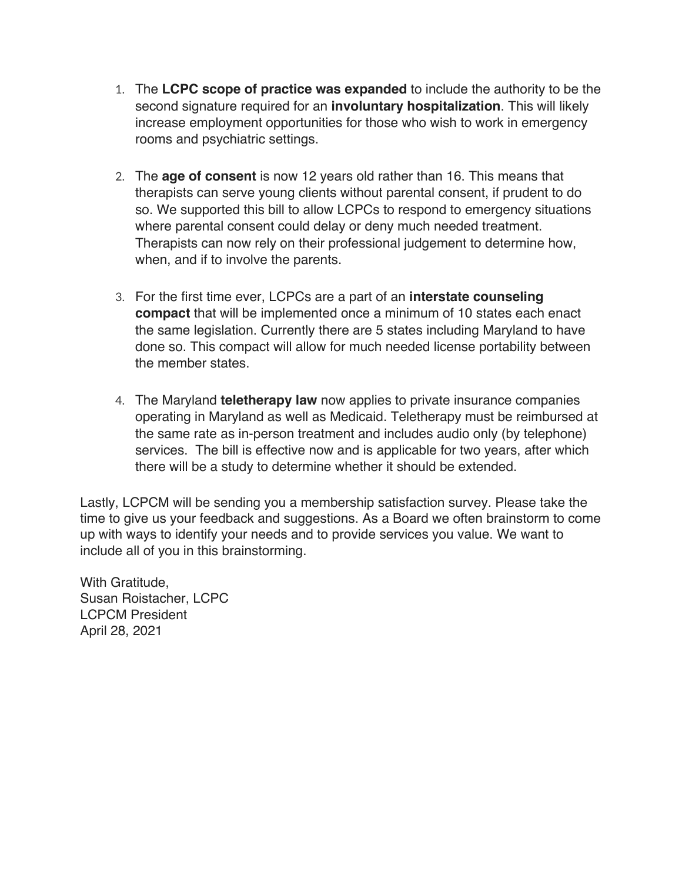1. The **LCPC scope of practice was expanded** to include the authority to be the second signature required for an **involuntary hospitalization**. This will likely increase employment opportunities for those who wish to work in emergency rooms and psychiatric settings.

2. The **age of consent** is now 12 years old rather than 16. This means that therapists can serve young clients without parental consent, if prudent to do so. We supported this bill to allow LCPCs to respond to emergency situations where parental consent could delay or deny much needed treatment. Therapists can now rely on their professional judgement to determine how, when, and if to involve the parents.

3. For the first time ever, LCPCs are a part of an **interstate counseling compact** that will be implemented once a minimum of 10 states each enact the same legislation. Currently there are 5 states including Maryland to have done so. This compact will allow for much needed license portability between the member states.

4. The Maryland **teletherapy law** now applies to private insurance companies operating in Maryland as well as Medicaid. Teletherapy must be reimbursed at the same rate as in-person treatment and includes audio only (by telephone) services. The bill is effective now and is applicable for two years, after which there will be a study to determine whether it should be extended.

Lastly, LCPCM will be sending you a membership satisfaction survey. Please take the time to give us your feedback and suggestions. As a Board we often brainstorm to come up with ways to identify your needs and to provide services you value. We want to include all of you in this brainstorming.

With Gratitude,  
Susan Roistacher, LCPC  
LCPCM President  
April 28, 2021